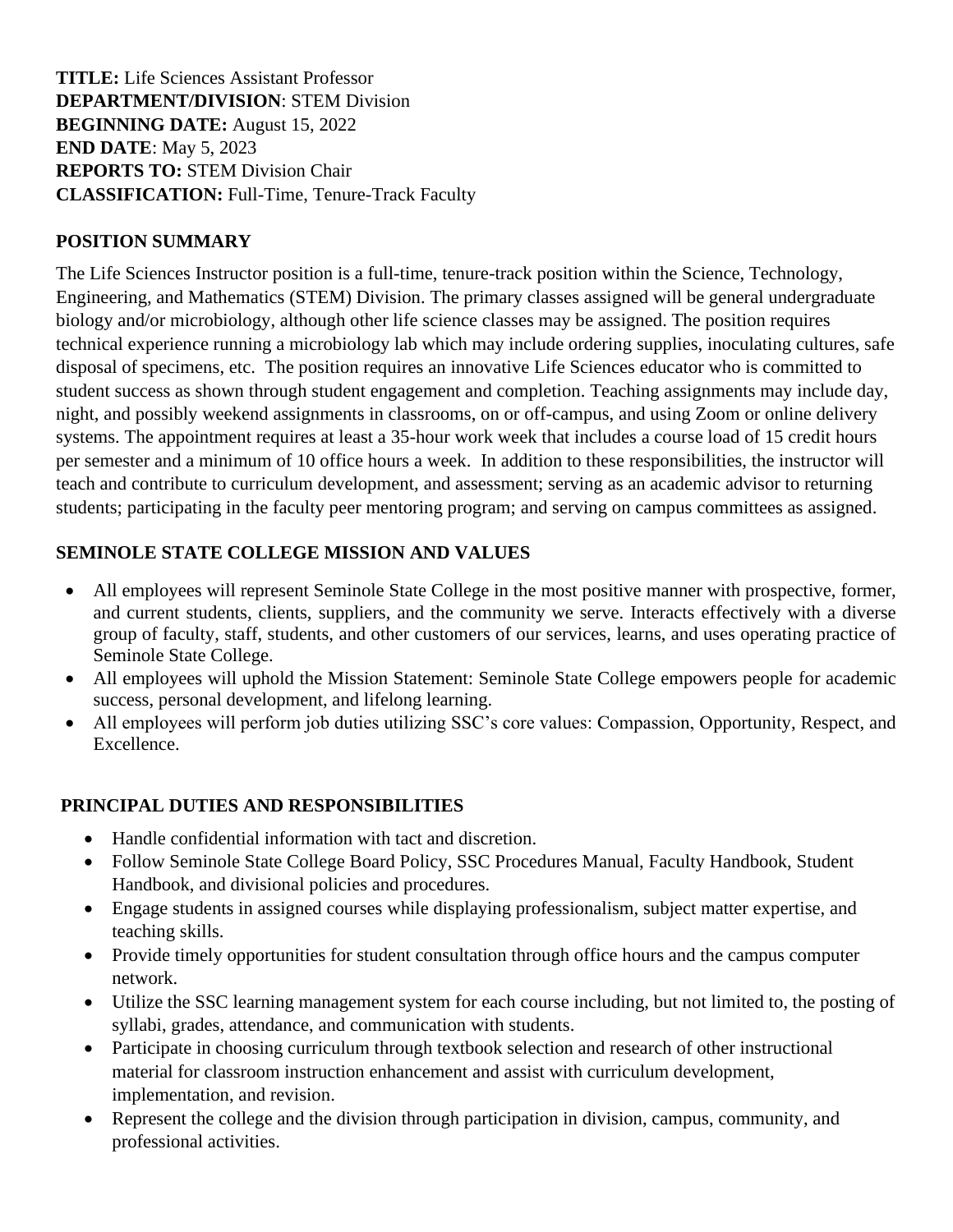**TITLE:** Life Sciences Assistant Professor
**DEPARTMENT/DIVISION**: STEM Division
**BEGINNING DATE:** August 15, 2022
**END DATE**: May 5, 2023
**REPORTS TO:** STEM Division Chair
**CLASSIFICATION:** Full-Time, Tenure-Track Faculty

## POSITION SUMMARY

The Life Sciences Instructor position is a full-time, tenure-track position within the Science, Technology, Engineering, and Mathematics (STEM) Division. The primary classes assigned will be general undergraduate biology and/or microbiology, although other life science classes may be assigned. The position requires technical experience running a microbiology lab which may include ordering supplies, inoculating cultures, safe disposal of specimens, etc. The position requires an innovative Life Sciences educator who is committed to student success as shown through student engagement and completion. Teaching assignments may include day, night, and possibly weekend assignments in classrooms, on or off-campus, and using Zoom or online delivery systems. The appointment requires at least a 35-hour work week that includes a course load of 15 credit hours per semester and a minimum of 10 office hours a week. In addition to these responsibilities, the instructor will teach and contribute to curriculum development, and assessment; serving as an academic advisor to returning students; participating in the faculty peer mentoring program; and serving on campus committees as assigned.

## SEMINOLE STATE COLLEGE MISSION AND VALUES

- All employees will represent Seminole State College in the most positive manner with prospective, former, and current students, clients, suppliers, and the community we serve. Interacts effectively with a diverse group of faculty, staff, students, and other customers of our services, learns, and uses operating practice of Seminole State College.
- All employees will uphold the Mission Statement: Seminole State College empowers people for academic success, personal development, and lifelong learning.
- All employees will perform job duties utilizing SSC's core values: Compassion, Opportunity, Respect, and Excellence.

## PRINCIPAL DUTIES AND RESPONSIBILITIES

- Handle confidential information with tact and discretion.
- Follow Seminole State College Board Policy, SSC Procedures Manual, Faculty Handbook, Student Handbook, and divisional policies and procedures.
- Engage students in assigned courses while displaying professionalism, subject matter expertise, and teaching skills.
- Provide timely opportunities for student consultation through office hours and the campus computer network.
- Utilize the SSC learning management system for each course including, but not limited to, the posting of syllabi, grades, attendance, and communication with students.
- Participate in choosing curriculum through textbook selection and research of other instructional material for classroom instruction enhancement and assist with curriculum development, implementation, and revision.
- Represent the college and the division through participation in division, campus, community, and professional activities.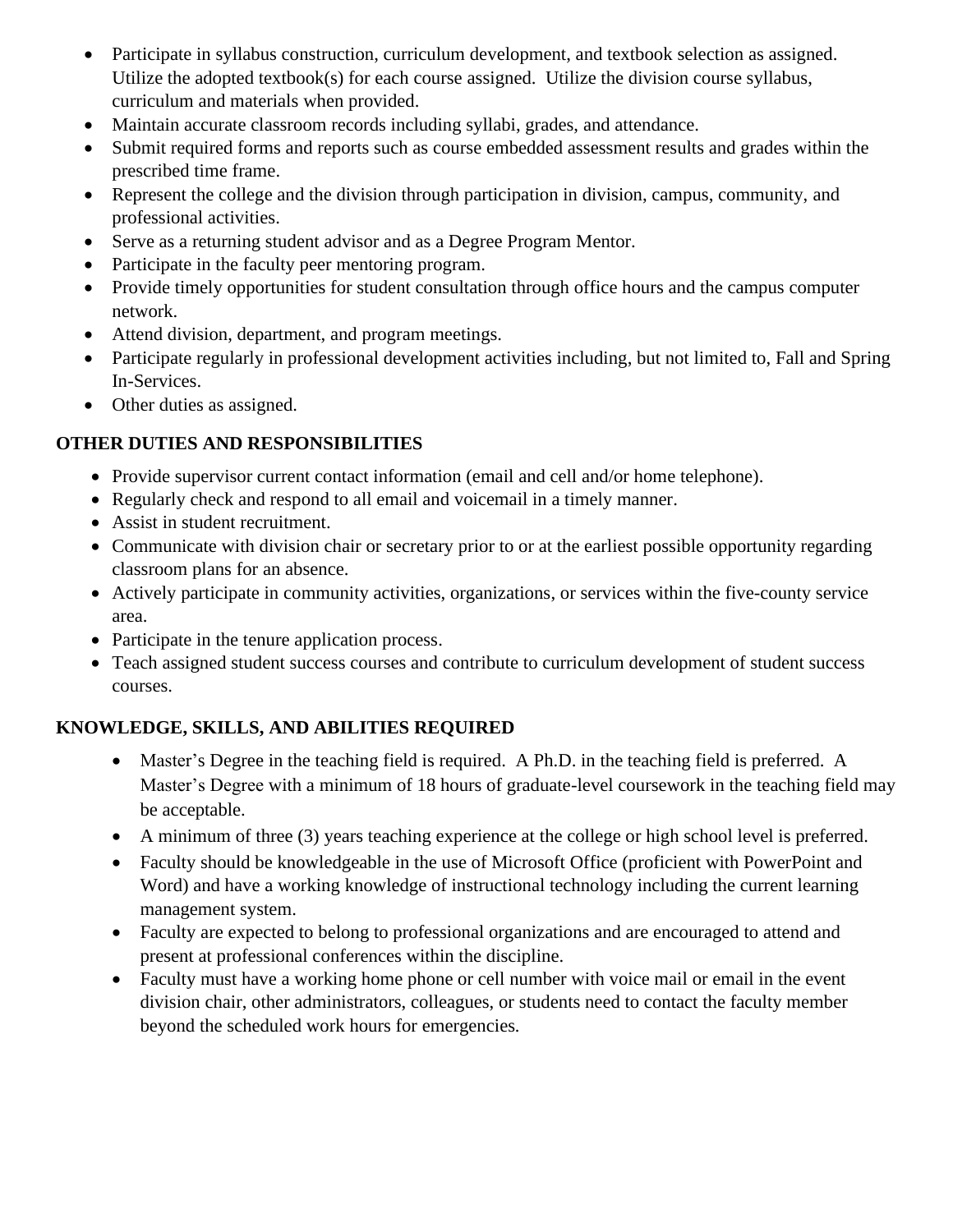- Participate in syllabus construction, curriculum development, and textbook selection as assigned. Utilize the adopted textbook(s) for each course assigned. Utilize the division course syllabus, curriculum and materials when provided.
- Maintain accurate classroom records including syllabi, grades, and attendance.
- Submit required forms and reports such as course embedded assessment results and grades within the prescribed time frame.
- Represent the college and the division through participation in division, campus, community, and professional activities.
- Serve as a returning student advisor and as a Degree Program Mentor.
- Participate in the faculty peer mentoring program.
- Provide timely opportunities for student consultation through office hours and the campus computer network.
- Attend division, department, and program meetings.
- Participate regularly in professional development activities including, but not limited to, Fall and Spring In-Services.
- Other duties as assigned.

**OTHER DUTIES AND RESPONSIBILITIES**

- Provide supervisor current contact information (email and cell and/or home telephone).
- Regularly check and respond to all email and voicemail in a timely manner.
- Assist in student recruitment.
- Communicate with division chair or secretary prior to or at the earliest possible opportunity regarding classroom plans for an absence.
- Actively participate in community activities, organizations, or services within the five-county service area.
- Participate in the tenure application process.
- Teach assigned student success courses and contribute to curriculum development of student success courses.

**KNOWLEDGE, SKILLS, AND ABILITIES REQUIRED**

- Master's Degree in the teaching field is required. A Ph.D. in the teaching field is preferred. A Master's Degree with a minimum of 18 hours of graduate-level coursework in the teaching field may be acceptable.
- A minimum of three (3) years teaching experience at the college or high school level is preferred.
- Faculty should be knowledgeable in the use of Microsoft Office (proficient with PowerPoint and Word) and have a working knowledge of instructional technology including the current learning management system.
- Faculty are expected to belong to professional organizations and are encouraged to attend and present at professional conferences within the discipline.
- Faculty must have a working home phone or cell number with voice mail or email in the event division chair, other administrators, colleagues, or students need to contact the faculty member beyond the scheduled work hours for emergencies.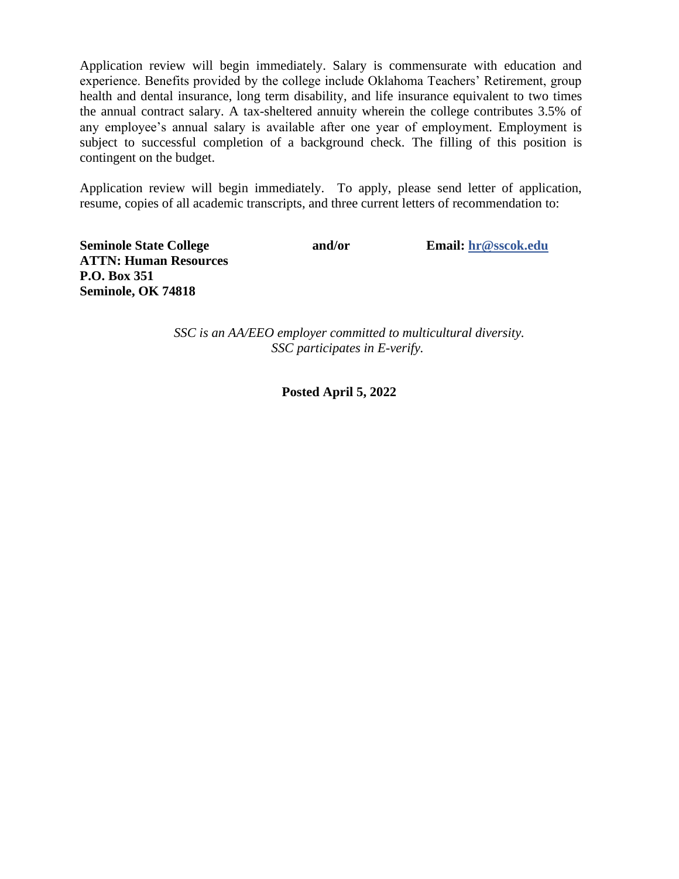Application review will begin immediately. Salary is commensurate with education and experience. Benefits provided by the college include Oklahoma Teachers' Retirement, group health and dental insurance, long term disability, and life insurance equivalent to two times the annual contract salary. A tax-sheltered annuity wherein the college contributes 3.5% of any employee's annual salary is available after one year of employment. Employment is subject to successful completion of a background check. The filling of this position is contingent on the budget.

Application review will begin immediately. To apply, please send letter of application, resume, copies of all academic transcripts, and three current letters of recommendation to:

**Seminole State College**
**ATTN: Human Resources**
**P.O. Box 351**
**Seminole, OK 74818**

**and/or**

**Email: hr@sscok.edu**

*SSC is an AA/EEO employer committed to multicultural diversity.*
*SSC participates in E-verify.*

**Posted April 5, 2022**